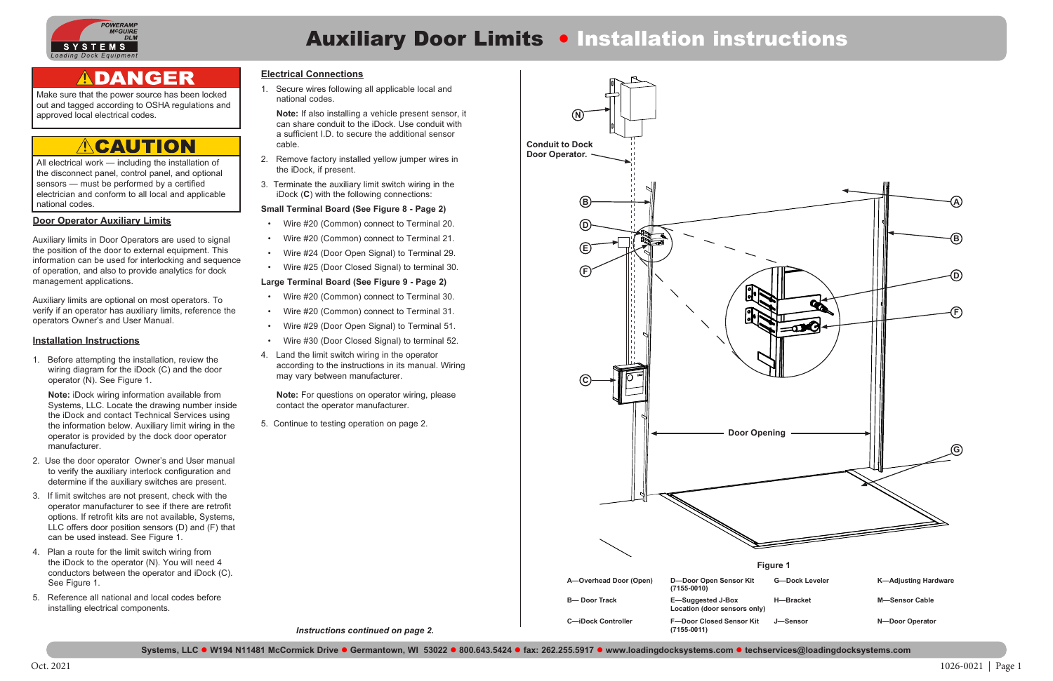# Auxiliary Door Limits • Installation instructions

## ⚠DANGER

Make sure that the power source has been locked out and tagged according to OSHA regulations and approved local electrical codes.

## ⚠CAUTION

All electrical work — including the installation of the disconnect panel, control panel, and optional sensors — must be performed by a certified electrician and conform to all local and applicable national codes.

## Door Operator Auxiliary Limits

Auxiliary limits in Door Operators are used to signal the position of the door to external equipment. This information can be used for interlocking and sequence of operation, and also to provide analytics for dock management applications.

Auxiliary limits are optional on most operators. To verify if an operator has auxiliary limits, reference the operators Owner's and User Manual.

## Installation Instructions

1. Before attempting the installation, review the wiring diagram for the iDock (C) and the door operator (N). See Figure 1.

   **Note:** iDock wiring information available from Systems, LLC. Locate the drawing number inside the iDock and contact Technical Services using the information below. Auxiliary limit wiring in the operator is provided by the dock door operator manufacturer.

2. Use the door operator Owner's and User manual to verify the auxiliary interlock configuration and determine if the auxiliary switches are present.
3. If limit switches are not present, check with the operator manufacturer to see if there are retrofit options. If retrofit kits are not available, Systems, LLC offers door position sensors (D) and (F) that can be used instead. See Figure 1.
4. Plan a route for the limit switch wiring from the iDock to the operator (N). You will need 4 conductors between the operator and iDock (C). See Figure 1.
5. Reference all national and local codes before installing electrical components.

## Electrical Connections

1. Secure wires following all applicable local and national codes.

   **Note:** If also installing a vehicle present sensor, it can share conduit to the iDock. Use conduit with a sufficient I.D. to secure the additional sensor cable.

2. Remove factory installed yellow jumper wires in the iDock, if present.
3. Terminate the auxiliary limit switch wiring in the iDock (**C**) with the following connections:

**Small Terminal Board (See Figure 8 - Page 2)**

- Wire #20 (Common) connect to Terminal 20.
- Wire #20 (Common) connect to Terminal 21.
- Wire #24 (Door Open Signal) to Terminal 29.
- Wire #25 (Door Closed Signal) to terminal 30.

**Large Terminal Board (See Figure 9 - Page 2)**

- Wire #20 (Common) connect to Terminal 30.
- Wire #20 (Common) connect to Terminal 31.
- Wire #29 (Door Open Signal) to Terminal 51.
- Wire #30 (Door Closed Signal) to terminal 52.

4. Land the limit switch wiring in the operator according to the instructions in its manual. Wiring may vary between manufacturer.

   **Note:** For questions on operator wiring, please contact the operator manufacturer.

5. Continue to testing operation on page 2.

*Instructions continued on page 2.*

Figure 1

| | | | |
|---|---|---|---|
| A—Overhead Door (Open) | D—Door Open Sensor Kit (7155-0010) | G—Dock Leveler | K—Adjusting Hardware |
| B— Door Track | E—Suggested J-Box Location (door sensors only) | H—Bracket | M—Sensor Cable |
| C—iDock Controller | F—Door Closed Sensor Kit (7155-0011) | J—Sensor | N—Door Operator |

Systems, LLC • W194 N11481 McCormick Drive • Germantown, WI 53022 • 800.643.5424 • fax: 262.255.5917 • www.loadingdocksystems.com • techservices@loadingdocksystems.com

Oct. 2021 1026-0021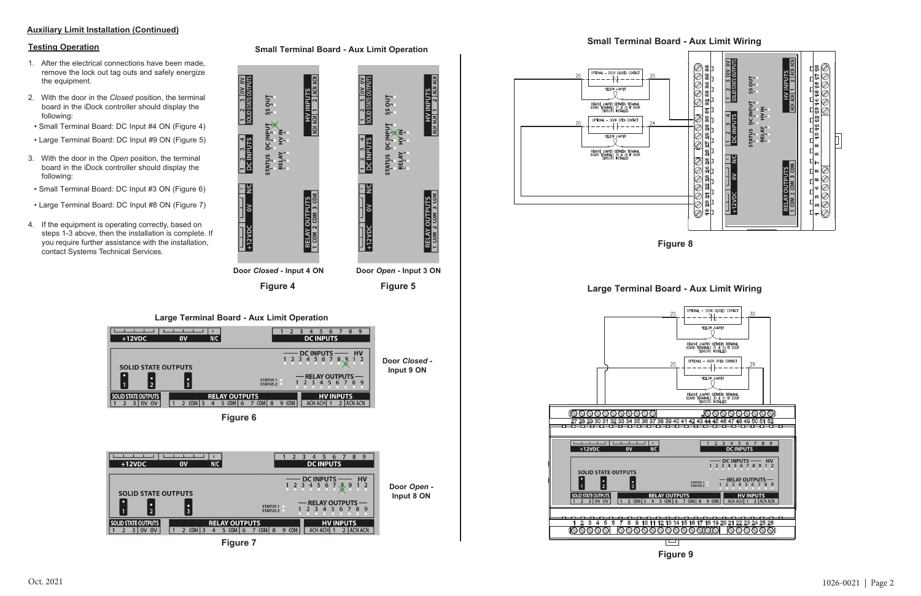**Auxiliary Limit Installation (Continued)**

**Testing Operation**

1. After the electrical connections have been made, remove the lock out tag outs and safely energize the equipment.
2. With the door in the *Closed* position, the terminal board in the iDock controller should display the following:
   - Small Terminal Board: DC Input #4 ON (Figure 4)
   - Large Terminal Board: DC Input #9 ON (Figure 5)
3. With the door in the *Open* position, the terminal board in the iDock controller should display the following:
   - Small Terminal Board: DC Input #3 ON (Figure 6)
   - Large Terminal Board: DC Input #8 ON (Figure 7)
4. If the equipment is operating correctly, based on steps 1-3 above, then the installation is complete. If you require further assistance with the installation, contact Systems Technical Services.

**Small Terminal Board - Aux Limit Operation**

Door *Closed* - Input 4 ON

**Figure 4**

Door *Open* - Input 3 ON

**Figure 5**

**Large Terminal Board - Aux Limit Operation**

Door *Closed* - Input 9 ON

**Figure 6**

Door *Open* - Input 8 ON

**Figure 7**

**Small Terminal Board - Aux Limit Wiring**

OPTIONAL – DOOR CLOSED CONTACT

YELLOW JUMPER

REMOVE JUMPER BETWEEN TERMINAL BOARD TERMINALS 21 & 25 IF DOOR SENSORS INSTALLED

OPTIONAL – DOOR OPEN CONTACT

YELLOW JUMPER

REMOVE JUMPER BETWEEN TERMINAL BOARD TERMINALS 21 & 24 IF DOOR SENSORS INSTALLED

**Figure 8**

**Large Terminal Board - Aux Limit Wiring**

OPTIONAL – DOOR CLOSED CONTACT

YELLOW JUMPER

REMOVE JUMPER BETWEEN TERMINAL BOARD TERMINALS 31 & 32 IF DOOR SENSORS INSTALLED

OPTIONAL – DOOR OPEN CONTACT

YELLOW JUMPER

REMOVE JUMPER BETWEEN TERMINAL BOARD TERMINALS 30 & 31 IF DOOR SENSORS INSTALLED

**Figure 9**